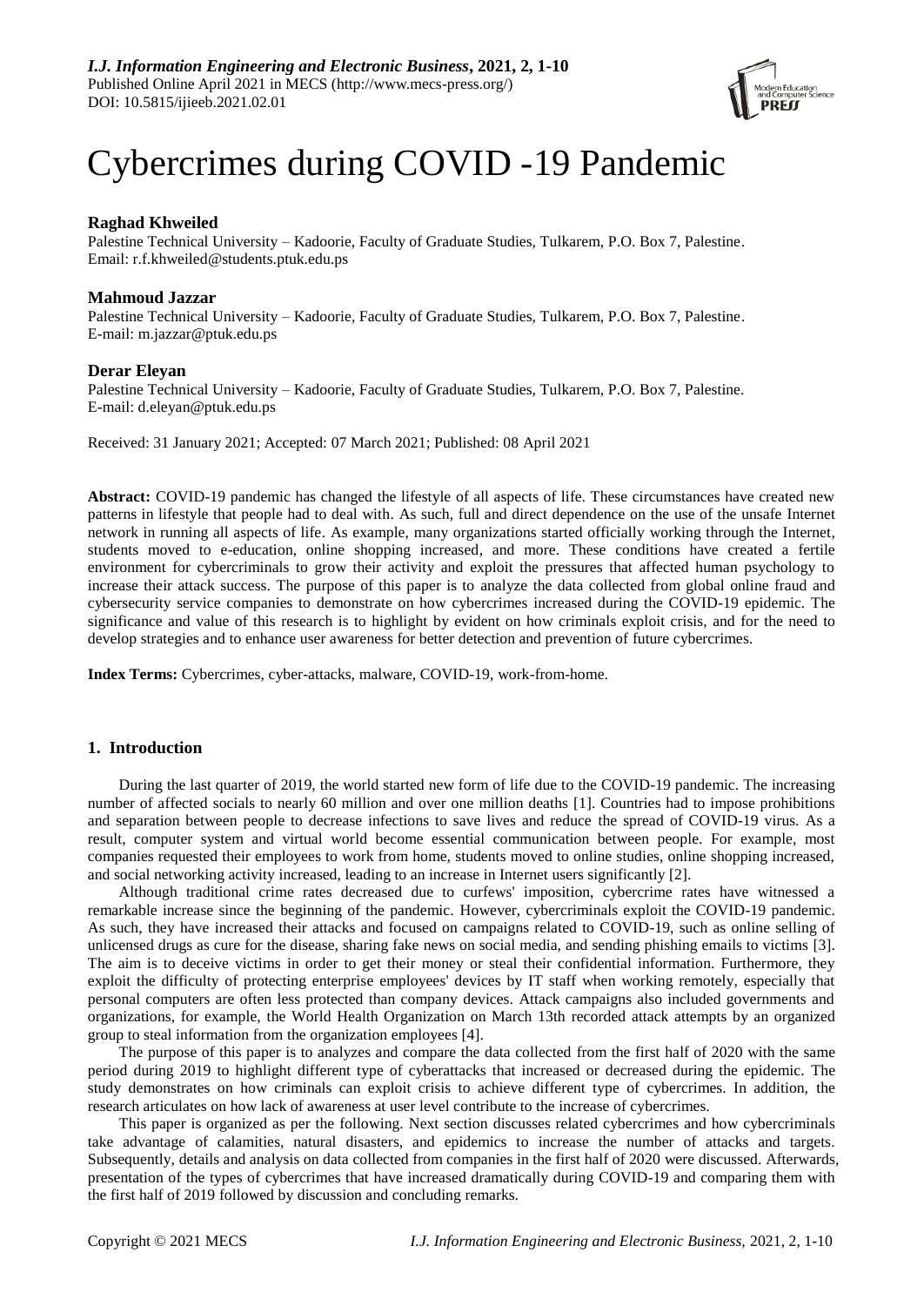# Cybercrimes during COVID -19 Pandemic

**Raghad Khweiled**

Palestine Technical University – Kadoorie, Faculty of Graduate Studies, Tulkarem, P.O. Box 7, Palestine.
Email: r.f.khweiled@students.ptuk.edu.ps

**Mahmoud Jazzar**

Palestine Technical University – Kadoorie, Faculty of Graduate Studies, Tulkarem, P.O. Box 7, Palestine.
E-mail: m.jazzar@ptuk.edu.ps

**Derar Eleyan**

Palestine Technical University – Kadoorie, Faculty of Graduate Studies, Tulkarem, P.O. Box 7, Palestine.
E-mail: d.eleyan@ptuk.edu.ps

Received: 31 January 2021; Accepted: 07 March 2021; Published: 08 April 2021

**Abstract:** COVID-19 pandemic has changed the lifestyle of all aspects of life. These circumstances have created new patterns in lifestyle that people had to deal with. As such, full and direct dependence on the use of the unsafe Internet network in running all aspects of life. As example, many organizations started officially working through the Internet, students moved to e-education, online shopping increased, and more. These conditions have created a fertile environment for cybercriminals to grow their activity and exploit the pressures that affected human psychology to increase their attack success. The purpose of this paper is to analyze the data collected from global online fraud and cybersecurity service companies to demonstrate on how cybercrimes increased during the COVID-19 epidemic. The significance and value of this research is to highlight by evident on how criminals exploit crisis, and for the need to develop strategies and to enhance user awareness for better detection and prevention of future cybercrimes.

**Index Terms:** Cybercrimes, cyber-attacks, malware, COVID-19, work-from-home.

## 1. Introduction

During the last quarter of 2019, the world started new form of life due to the COVID-19 pandemic. The increasing number of affected socials to nearly 60 million and over one million deaths [1]. Countries had to impose prohibitions and separation between people to decrease infections to save lives and reduce the spread of COVID-19 virus. As a result, computer system and virtual world become essential communication between people. For example, most companies requested their employees to work from home, students moved to online studies, online shopping increased, and social networking activity increased, leading to an increase in Internet users significantly [2].

Although traditional crime rates decreased due to curfews' imposition, cybercrime rates have witnessed a remarkable increase since the beginning of the pandemic. However, cybercriminals exploit the COVID-19 pandemic. As such, they have increased their attacks and focused on campaigns related to COVID-19, such as online selling of unlicensed drugs as cure for the disease, sharing fake news on social media, and sending phishing emails to victims [3]. The aim is to deceive victims in order to get their money or steal their confidential information. Furthermore, they exploit the difficulty of protecting enterprise employees' devices by IT staff when working remotely, especially that personal computers are often less protected than company devices. Attack campaigns also included governments and organizations, for example, the World Health Organization on March 13th recorded attack attempts by an organized group to steal information from the organization employees [4].

The purpose of this paper is to analyzes and compare the data collected from the first half of 2020 with the same period during 2019 to highlight different type of cyberattacks that increased or decreased during the epidemic. The study demonstrates on how criminals can exploit crisis to achieve different type of cybercrimes. In addition, the research articulates on how lack of awareness at user level contribute to the increase of cybercrimes.

This paper is organized as per the following. Next section discusses related cybercrimes and how cybercriminals take advantage of calamities, natural disasters, and epidemics to increase the number of attacks and targets. Subsequently, details and analysis on data collected from companies in the first half of 2020 were discussed. Afterwards, presentation of the types of cybercrimes that have increased dramatically during COVID-19 and comparing them with the first half of 2019 followed by discussion and concluding remarks.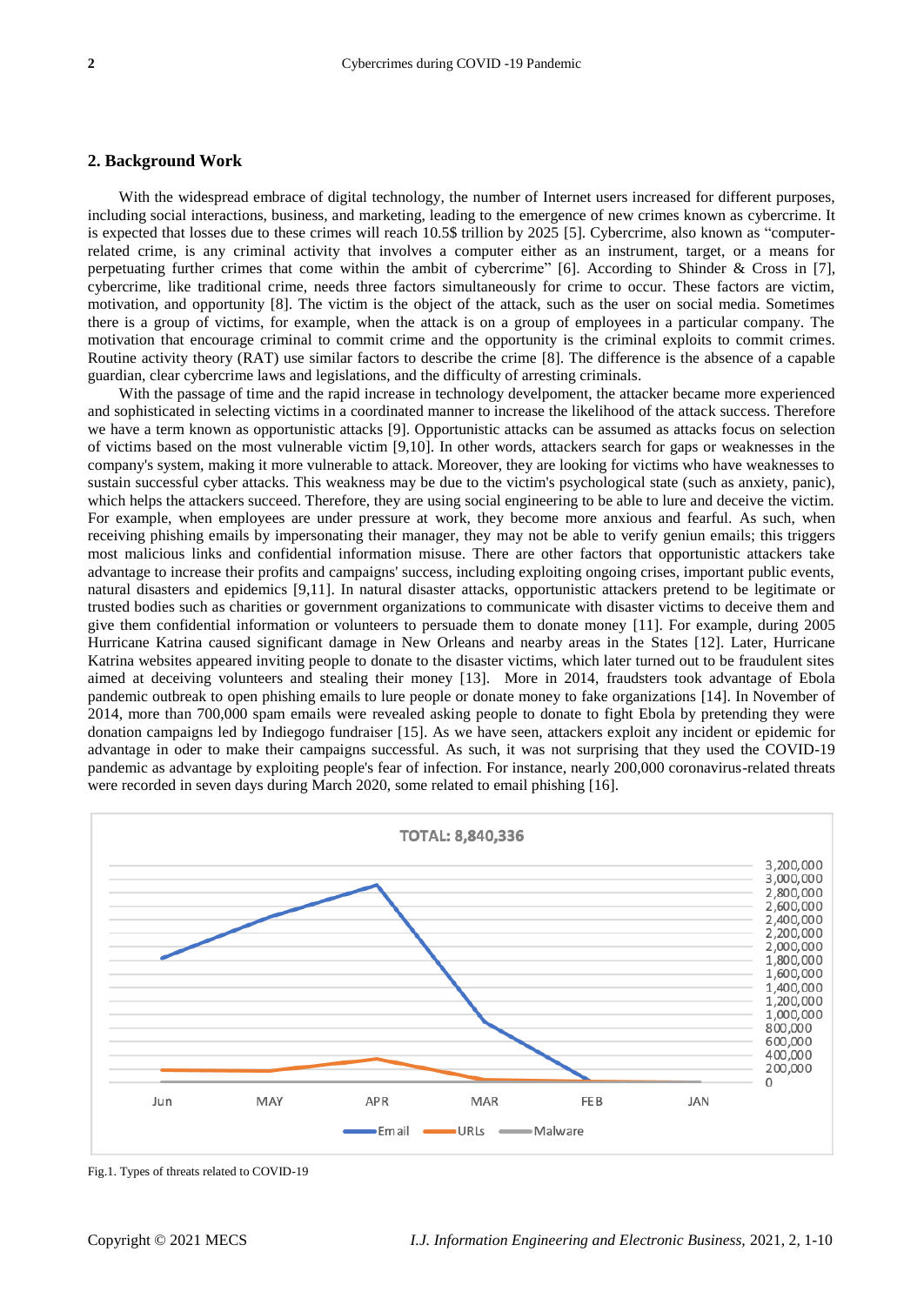## 2. Background Work

With the widespread embrace of digital technology, the number of Internet users increased for different purposes, including social interactions, business, and marketing, leading to the emergence of new crimes known as cybercrime. It is expected that losses due to these crimes will reach 10.5$ trillion by 2025 [5]. Cybercrime, also known as "computer-related crime, is any criminal activity that involves a computer either as an instrument, target, or a means for perpetuating further crimes that come within the ambit of cybercrime" [6]. According to Shinder & Cross in [7], cybercrime, like traditional crime, needs three factors simultaneously for crime to occur. These factors are victim, motivation, and opportunity [8]. The victim is the object of the attack, such as the user on social media. Sometimes there is a group of victims, for example, when the attack is on a group of employees in a particular company. The motivation that encourage criminal to commit crime and the opportunity is the criminal exploits to commit crimes. Routine activity theory (RAT) use similar factors to describe the crime [8]. The difference is the absence of a capable guardian, clear cybercrime laws and legislations, and the difficulty of arresting criminals.

With the passage of time and the rapid increase in technology develpoment, the attacker became more experienced and sophisticated in selecting victims in a coordinated manner to increase the likelihood of the attack success. Therefore we have a term known as opportunistic attacks [9]. Opportunistic attacks can be assumed as attacks focus on selection of victims based on the most vulnerable victim [9,10]. In other words, attackers search for gaps or weaknesses in the company's system, making it more vulnerable to attack. Moreover, they are looking for victims who have weaknesses to sustain successful cyber attacks. This weakness may be due to the victim's psychological state (such as anxiety, panic), which helps the attackers succeed. Therefore, they are using social engineering to be able to lure and deceive the victim. For example, when employees are under pressure at work, they become more anxious and fearful. As such, when receiving phishing emails by impersonating their manager, they may not be able to verify geniun emails; this triggers most malicious links and confidential information misuse. There are other factors that opportunistic attackers take advantage to increase their profits and campaigns' success, including exploiting ongoing crises, important public events, natural disasters and epidemics [9,11]. In natural disaster attacks, opportunistic attackers pretend to be legitimate or trusted bodies such as charities or government organizations to communicate with disaster victims to deceive them and give them confidential information or volunteers to persuade them to donate money [11]. For example, during 2005 Hurricane Katrina caused significant damage in New Orleans and nearby areas in the States [12]. Later, Hurricane Katrina websites appeared inviting people to donate to the disaster victims, which later turned out to be fraudulent sites aimed at deceiving volunteers and stealing their money [13]. More in 2014, fraudsters took advantage of Ebola pandemic outbreak to open phishing emails to lure people or donate money to fake organizations [14]. In November of 2014, more than 700,000 spam emails were revealed asking people to donate to fight Ebola by pretending they were donation campaigns led by Indiegogo fundraiser [15]. As we have seen, attackers exploit any incident or epidemic for advantage in oder to make their campaigns successful. As such, it was not surprising that they used the COVID-19 pandemic as advantage by exploiting people's fear of infection. For instance, nearly 200,000 coronavirus-related threats were recorded in seven days during March 2020, some related to email phishing [16].

Fig.1. Types of threats related to COVID-19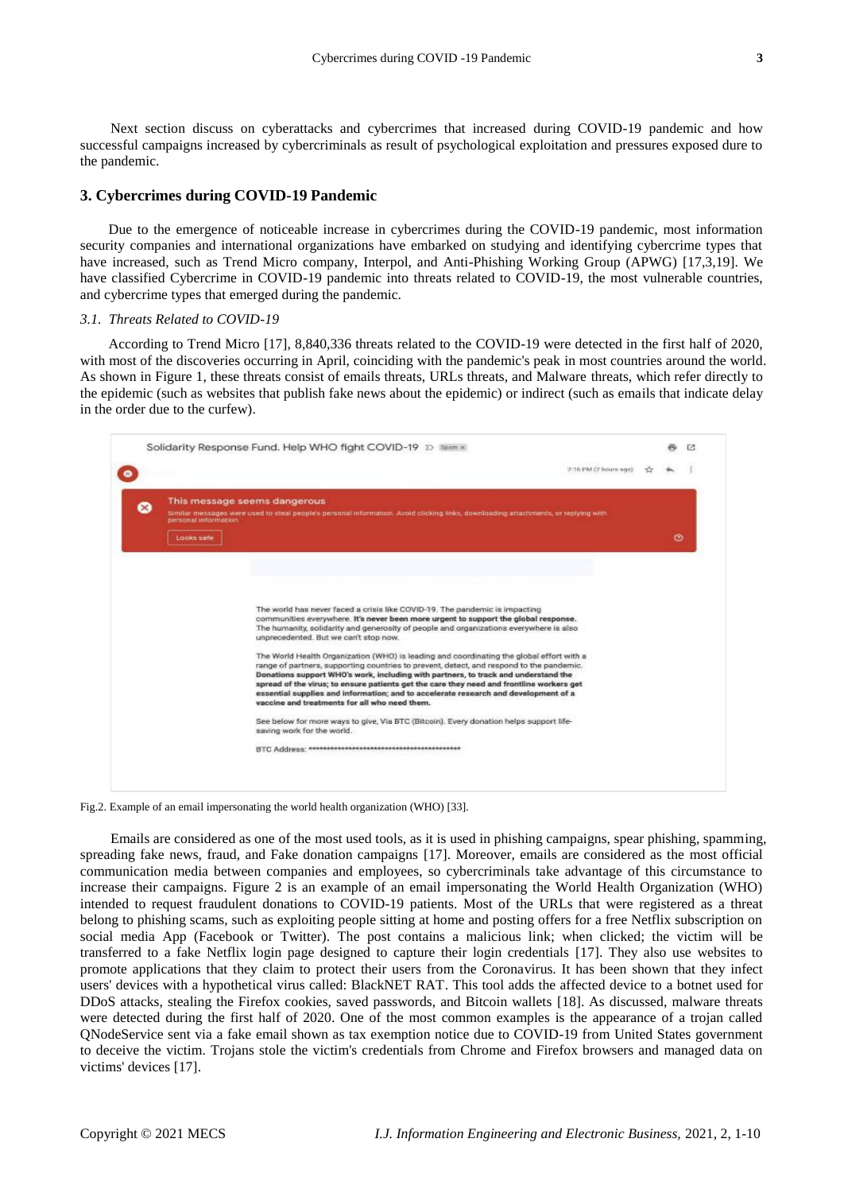Next section discuss on cyberattacks and cybercrimes that increased during COVID-19 pandemic and how successful campaigns increased by cybercriminals as result of psychological exploitation and pressures exposed dure to the pandemic.

## 3. Cybercrimes during COVID-19 Pandemic

Due to the emergence of noticeable increase in cybercrimes during the COVID-19 pandemic, most information security companies and international organizations have embarked on studying and identifying cybercrime types that have increased, such as Trend Micro company, Interpol, and Anti-Phishing Working Group (APWG) [17,3,19]. We have classified Cybercrime in COVID-19 pandemic into threats related to COVID-19, the most vulnerable countries, and cybercrime types that emerged during the pandemic.

### *3.1. Threats Related to COVID-19*

According to Trend Micro [17], 8,840,336 threats related to the COVID-19 were detected in the first half of 2020, with most of the discoveries occurring in April, coinciding with the pandemic's peak in most countries around the world. As shown in Figure 1, these threats consist of emails threats, URLs threats, and Malware threats, which refer directly to the epidemic (such as websites that publish fake news about the epidemic) or indirect (such as emails that indicate delay in the order due to the curfew).

Fig.2. Example of an email impersonating the world health organization (WHO) [33].

Emails are considered as one of the most used tools, as it is used in phishing campaigns, spear phishing, spamming, spreading fake news, fraud, and Fake donation campaigns [17]. Moreover, emails are considered as the most official communication media between companies and employees, so cybercriminals take advantage of this circumstance to increase their campaigns. Figure 2 is an example of an email impersonating the World Health Organization (WHO) intended to request fraudulent donations to COVID-19 patients. Most of the URLs that were registered as a threat belong to phishing scams, such as exploiting people sitting at home and posting offers for a free Netflix subscription on social media App (Facebook or Twitter). The post contains a malicious link; when clicked; the victim will be transferred to a fake Netflix login page designed to capture their login credentials [17]. They also use websites to promote applications that they claim to protect their users from the Coronavirus. It has been shown that they infect users' devices with a hypothetical virus called: BlackNET RAT. This tool adds the affected device to a botnet used for DDoS attacks, stealing the Firefox cookies, saved passwords, and Bitcoin wallets [18]. As discussed, malware threats were detected during the first half of 2020. One of the most common examples is the appearance of a trojan called QNodeService sent via a fake email shown as tax exemption notice due to COVID-19 from United States government to deceive the victim. Trojans stole the victim's credentials from Chrome and Firefox browsers and managed data on victims' devices [17].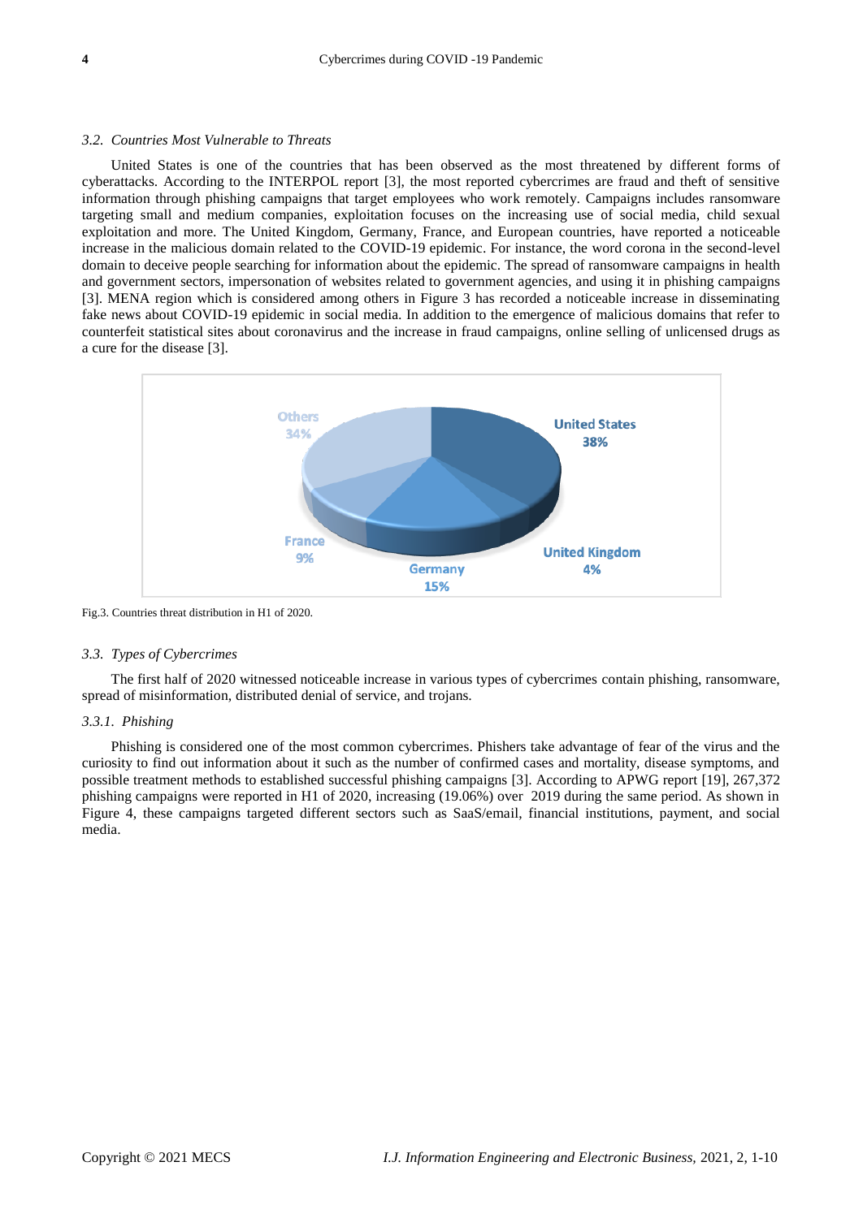### 3.2. *Countries Most Vulnerable to Threats*

United States is one of the countries that has been observed as the most threatened by different forms of cyberattacks. According to the INTERPOL report [3], the most reported cybercrimes are fraud and theft of sensitive information through phishing campaigns that target employees who work remotely. Campaigns includes ransomware targeting small and medium companies, exploitation focuses on the increasing use of social media, child sexual exploitation and more. The United Kingdom, Germany, France, and European countries, have reported a noticeable increase in the malicious domain related to the COVID-19 epidemic. For instance, the word corona in the second-level domain to deceive people searching for information about the epidemic. The spread of ransomware campaigns in health and government sectors, impersonation of websites related to government agencies, and using it in phishing campaigns [3]. MENA region which is considered among others in Figure 3 has recorded a noticeable increase in disseminating fake news about COVID-19 epidemic in social media. In addition to the emergence of malicious domains that refer to counterfeit statistical sites about coronavirus and the increase in fraud campaigns, online selling of unlicensed drugs as a cure for the disease [3].

| Country | Share |
|---|---|
| United States | 38% |
| United Kingdom | 4% |
| Germany | 15% |
| France | 9% |
| Others | 34% |

Fig.3. Countries threat distribution in H1 of 2020.

### 3.3. *Types of Cybercrimes*

The first half of 2020 witnessed noticeable increase in various types of cybercrimes contain phishing, ransomware, spread of misinformation, distributed denial of service, and trojans.

#### 3.3.1. *Phishing*

Phishing is considered one of the most common cybercrimes. Phishers take advantage of fear of the virus and the curiosity to find out information about it such as the number of confirmed cases and mortality, disease symptoms, and possible treatment methods to established successful phishing campaigns [3]. According to APWG report [19], 267,372 phishing campaigns were reported in H1 of 2020, increasing (19.06%) over 2019 during the same period. As shown in Figure 4, these campaigns targeted different sectors such as SaaS/email, financial institutions, payment, and social media.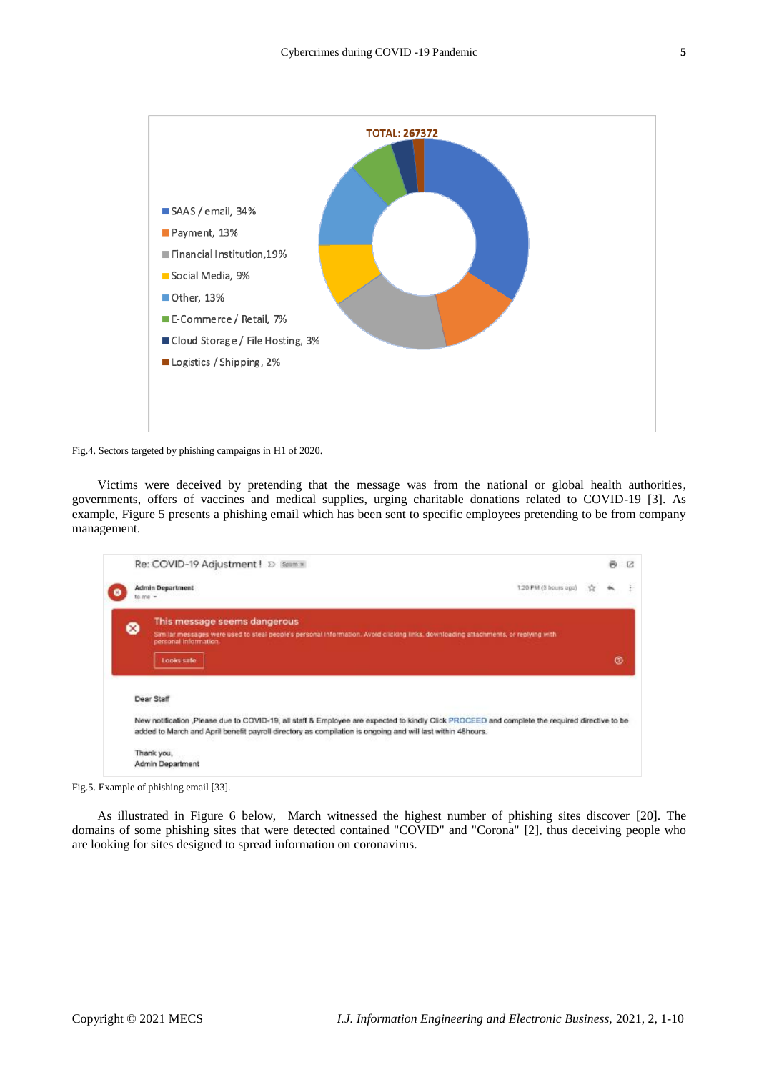Fig.4. Sectors targeted by phishing campaigns in H1 of 2020.

Victims were deceived by pretending that the message was from the national or global health authorities, governments, offers of vaccines and medical supplies, urging charitable donations related to COVID-19 [3]. As example, Figure 5 presents a phishing email which has been sent to specific employees pretending to be from company management.

Fig.5. Example of phishing email [33].

As illustrated in Figure 6 below, March witnessed the highest number of phishing sites discover [20]. The domains of some phishing sites that were detected contained "COVID" and "Corona" [2], thus deceiving people who are looking for sites designed to spread information on coronavirus.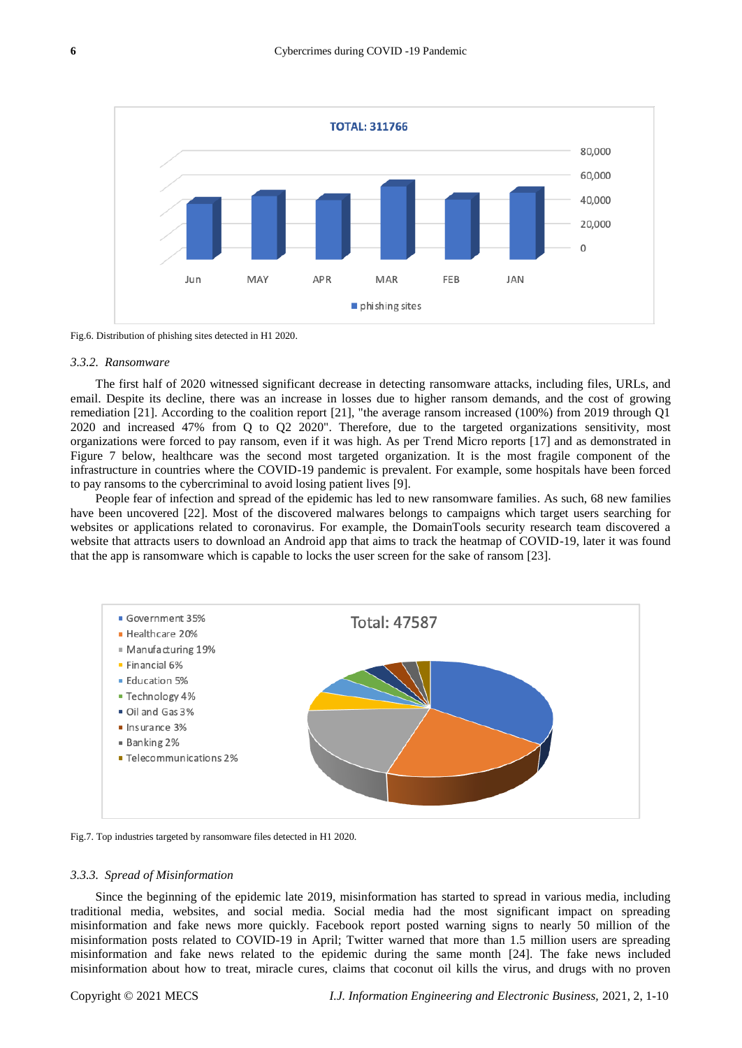Fig.6. Distribution of phishing sites detected in H1 2020.

### 3.3.2. Ransomware

The first half of 2020 witnessed significant decrease in detecting ransomware attacks, including files, URLs, and email. Despite its decline, there was an increase in losses due to higher ransom demands, and the cost of growing remediation [21]. According to the coalition report [21], "the average ransom increased (100%) from 2019 through Q1 2020 and increased 47% from Q to Q2 2020". Therefore, due to the targeted organizations sensitivity, most organizations were forced to pay ransom, even if it was high. As per Trend Micro reports [17] and as demonstrated in Figure 7 below, healthcare was the second most targeted organization. It is the most fragile component of the infrastructure in countries where the COVID-19 pandemic is prevalent. For example, some hospitals have been forced to pay ransoms to the cybercriminal to avoid losing patient lives [9].

People fear of infection and spread of the epidemic has led to new ransomware families. As such, 68 new families have been uncovered [22]. Most of the discovered malwares belongs to campaigns which target users searching for websites or applications related to coronavirus. For example, the DomainTools security research team discovered a website that attracts users to download an Android app that aims to track the heatmap of COVID-19, later it was found that the app is ransomware which is capable to locks the user screen for the sake of ransom [23].

Fig.7. Top industries targeted by ransomware files detected in H1 2020.

### 3.3.3. Spread of Misinformation

Since the beginning of the epidemic late 2019, misinformation has started to spread in various media, including traditional media, websites, and social media. Social media had the most significant impact on spreading misinformation and fake news more quickly. Facebook report posted warning signs to nearly 50 million of the misinformation posts related to COVID-19 in April; Twitter warned that more than 1.5 million users are spreading misinformation and fake news related to the epidemic during the same month [24]. The fake news included misinformation about how to treat, miracle cures, claims that coconut oil kills the virus, and drugs with no proven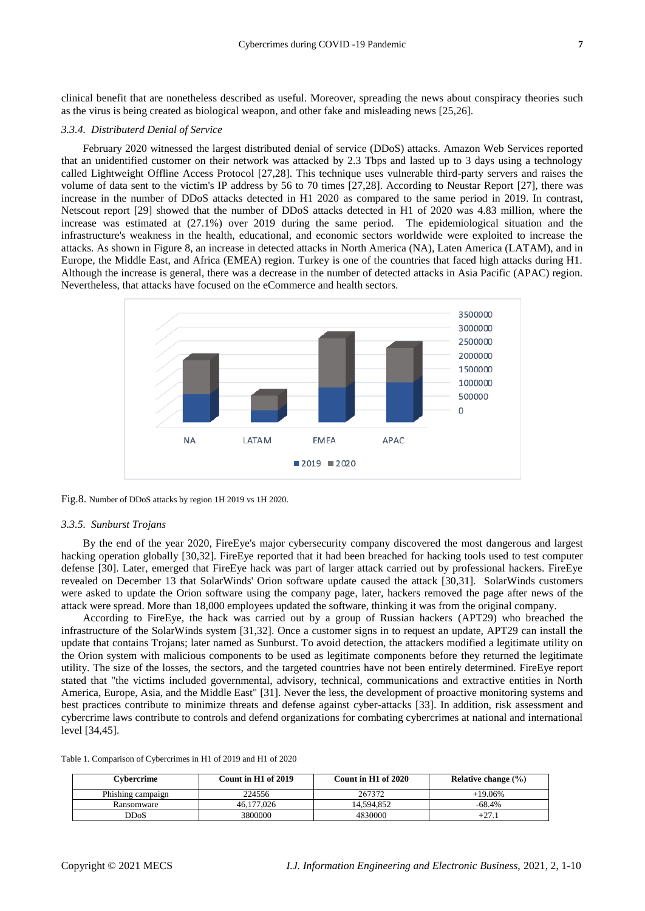clinical benefit that are nonetheless described as useful. Moreover, spreading the news about conspiracy theories such as the virus is being created as biological weapon, and other fake and misleading news [25,26].

### *3.3.4. Distributerd Denial of Service*

February 2020 witnessed the largest distributed denial of service (DDoS) attacks. Amazon Web Services reported that an unidentified customer on their network was attacked by 2.3 Tbps and lasted up to 3 days using a technology called Lightweight Offline Access Protocol [27,28]. This technique uses vulnerable third-party servers and raises the volume of data sent to the victim's IP address by 56 to 70 times [27,28]. According to Neustar Report [27], there was increase in the number of DDoS attacks detected in H1 2020 as compared to the same period in 2019. In contrast, Netscout report [29] showed that the number of DDoS attacks detected in H1 of 2020 was 4.83 million, where the increase was estimated at (27.1%) over 2019 during the same period. The epidemiological situation and the infrastructure's weakness in the health, educational, and economic sectors worldwide were exploited to increase the attacks. As shown in Figure 8, an increase in detected attacks in North America (NA), Laten America (LATAM), and in Europe, the Middle East, and Africa (EMEA) region. Turkey is one of the countries that faced high attacks during H1. Although the increase is general, there was a decrease in the number of detected attacks in Asia Pacific (APAC) region. Nevertheless, that attacks have focused on the eCommerce and health sectors.

Fig.8. Number of DDoS attacks by region 1H 2019 vs 1H 2020.

### *3.3.5. Sunburst Trojans*

By the end of the year 2020, FireEye's major cybersecurity company discovered the most dangerous and largest hacking operation globally [30,32]. FireEye reported that it had been breached for hacking tools used to test computer defense [30]. Later, emerged that FireEye hack was part of larger attack carried out by professional hackers. FireEye revealed on December 13 that SolarWinds' Orion software update caused the attack [30,31]. SolarWinds customers were asked to update the Orion software using the company page, later, hackers removed the page after news of the attack were spread. More than 18,000 employees updated the software, thinking it was from the original company.

According to FireEye, the hack was carried out by a group of Russian hackers (APT29) who breached the infrastructure of the SolarWinds system [31,32]. Once a customer signs in to request an update, APT29 can install the update that contains Trojans; later named as Sunburst. To avoid detection, the attackers modified a legitimate utility on the Orion system with malicious components to be used as legitimate components before they returned the legitimate utility. The size of the losses, the sectors, and the targeted countries have not been entirely determined. FireEye report stated that "the victims included governmental, advisory, technical, communications and extractive entities in North America, Europe, Asia, and the Middle East" [31]. Never the less, the development of proactive monitoring systems and best practices contribute to minimize threats and defense against cyber-attacks [33]. In addition, risk assessment and cybercrime laws contribute to controls and defend organizations for combating cybercrimes at national and international level [34,45].

Table 1. Comparison of Cybercrimes in H1 of 2019 and H1 of 2020

| Cybercrime | Count in H1 of 2019 | Count in H1 of 2020 | Relative change (%) |
|---|---|---|---|
| Phishing campaign | 224556 | 267372 | +19.06% |
| Ransomware | 46,177,026 | 14,594,852 | -68.4% |
| DDoS | 3800000 | 4830000 | +27.1 |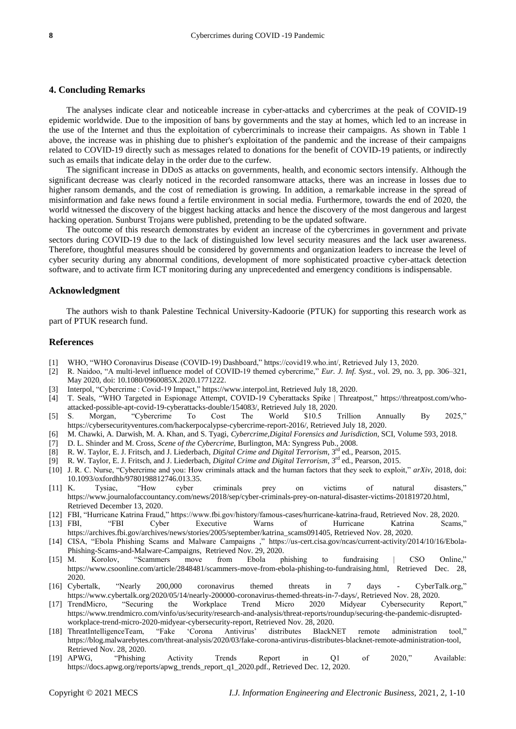## 4. Concluding Remarks

The analyses indicate clear and noticeable increase in cyber-attacks and cybercrimes at the peak of COVID-19 epidemic worldwide. Due to the imposition of bans by governments and the stay at homes, which led to an increase in the use of the Internet and thus the exploitation of cybercriminals to increase their campaigns. As shown in Table 1 above, the increase was in phishing due to phisher's exploitation of the pandemic and the increase of their campaigns related to COVID-19 directly such as messages related to donations for the benefit of COVID-19 patients, or indirectly such as emails that indicate delay in the order due to the curfew.

The significant increase in DDoS as attacks on governments, health, and economic sectors intensify. Although the significant decrease was clearly noticed in the recorded ransomware attacks, there was an increase in losses due to higher ransom demands, and the cost of remediation is growing. In addition, a remarkable increase in the spread of misinformation and fake news found a fertile environment in social media. Furthermore, towards the end of 2020, the world witnessed the discovery of the biggest hacking attacks and hence the discovery of the most dangerous and largest hacking operation. Sunburst Trojans were published, pretending to be the updated software.

The outcome of this research demonstrates by evident an increase of the cybercrimes in government and private sectors during COVID-19 due to the lack of distinguished low level security measures and the lack user awareness. Therefore, thoughtful measures should be considered by governments and organization leaders to increase the level of cyber security during any abnormal conditions, development of more sophisticated proactive cyber-attack detection software, and to activate firm ICT monitoring during any unprecedented and emergency conditions is indispensable.

## Acknowledgment

The authors wish to thank Palestine Technical University-Kadoorie (PTUK) for supporting this research work as part of PTUK research fund.

## References

[1] WHO, "WHO Coronavirus Disease (COVID-19) Dashboard," https://covid19.who.int/, Retrieved July 13, 2020.

[2] R. Naidoo, "A multi-level influence model of COVID-19 themed cybercrime," *Eur. J. Inf. Syst.*, vol. 29, no. 3, pp. 306–321, May 2020, doi: 10.1080/0960085X.2020.1771222.

[3] Interpol, "Cybercrime : Covid-19 Impact," https://www.interpol.int, Retrieved July 18, 2020.

[4] T. Seals, "WHO Targeted in Espionage Attempt, COVID-19 Cyberattacks Spike | Threatpost," https://threatpost.com/who-attacked-possible-apt-covid-19-cyberattacks-double/154083/, Retrieved July 18, 2020.

[5] S. Morgan, "Cybercrime To Cost The World $10.5 Trillion Annually By 2025," https://cybersecurityventures.com/hackerpocalypse-cybercrime-report-2016/, Retrieved July 18, 2020.

[6] M. Chawki, A. Darwish, M. A. Khan, and S. Tyagi, *Cybercrime,Digital Forensics and Jurisdiction*, SCI, Volume 593, 2018.

[7] D. L. Shinder and M. Cross, *Scene of the Cybercrime*, Burlington, MA: Syngress Pub., 2008.

[8] R. W. Taylor, E. J. Fritsch, and J. Liederbach, *Digital Crime and Digital Terrorism*, 3rd ed., Pearson, 2015.

[9] R. W. Taylor, E. J. Fritsch, and J. Liederbach, *Digital Crime and Digital Terrorism*, 3rd ed., Pearson, 2015.

[10] J. R. C. Nurse, "Cybercrime and you: How criminals attack and the human factors that they seek to exploit," *arXiv*, 2018, doi: 10.1093/oxfordhb/9780198812746.013.35.

[11] K. Tysiac, "How cyber criminals prey on victims of natural disasters," https://www.journalofaccountancy.com/news/2018/sep/cyber-criminals-prey-on-natural-disaster-victims-201819720.html, Retrieved December 13, 2020.

[12] FBI, "Hurricane Katrina Fraud," https://www.fbi.gov/history/famous-cases/hurricane-katrina-fraud, Retrieved Nov. 28, 2020.

[13] FBI, "FBI Cyber Executive Warns of Hurricane Katrina Scams," https://archives.fbi.gov/archives/news/stories/2005/september/katrina_scams091405, Retrieved Nov. 28, 2020.

[14] CISA, "Ebola Phishing Scams and Malware Campaigns ," https://us-cert.cisa.gov/ncas/current-activity/2014/10/16/Ebola-Phishing-Scams-and-Malware-Campaigns, Retrieved Nov. 29, 2020.

[15] M. Korolov, "Scammers move from Ebola phishing to fundraising | CSO Online," https://www.csoonline.com/article/2848481/scammers-move-from-ebola-phishing-to-fundraising.html, Retrieved Dec. 28, 2020.

[16] Cybertalk, "Nearly 200,000 coronavirus themed threats in 7 days - CyberTalk.org," https://www.cybertalk.org/2020/05/14/nearly-200000-coronavirus-themed-threats-in-7-days/, Retrieved Nov. 28, 2020.

[17] TrendMicro, "Securing the Workplace Trend Micro 2020 Midyear Cybersecurity Report," https://www.trendmicro.com/vinfo/us/security/research-and-analysis/threat-reports/roundup/securing-the-pandemic-disrupted-workplace-trend-micro-2020-midyear-cybersecurity-report, Retrieved Nov. 28, 2020.

[18] ThreatIntelligenceTeam, "Fake 'Corona Antivirus' distributes BlackNET remote administration tool," https://blog.malwarebytes.com/threat-analysis/2020/03/fake-corona-antivirus-distributes-blacknet-remote-administration-tool, Retrieved Nov. 28, 2020.

[19] APWG, "Phishing Activity Trends Report in Q1 of 2020," Available: https://docs.apwg.org/reports/apwg_trends_report_q1_2020.pdf., Retrieved Dec. 12, 2020.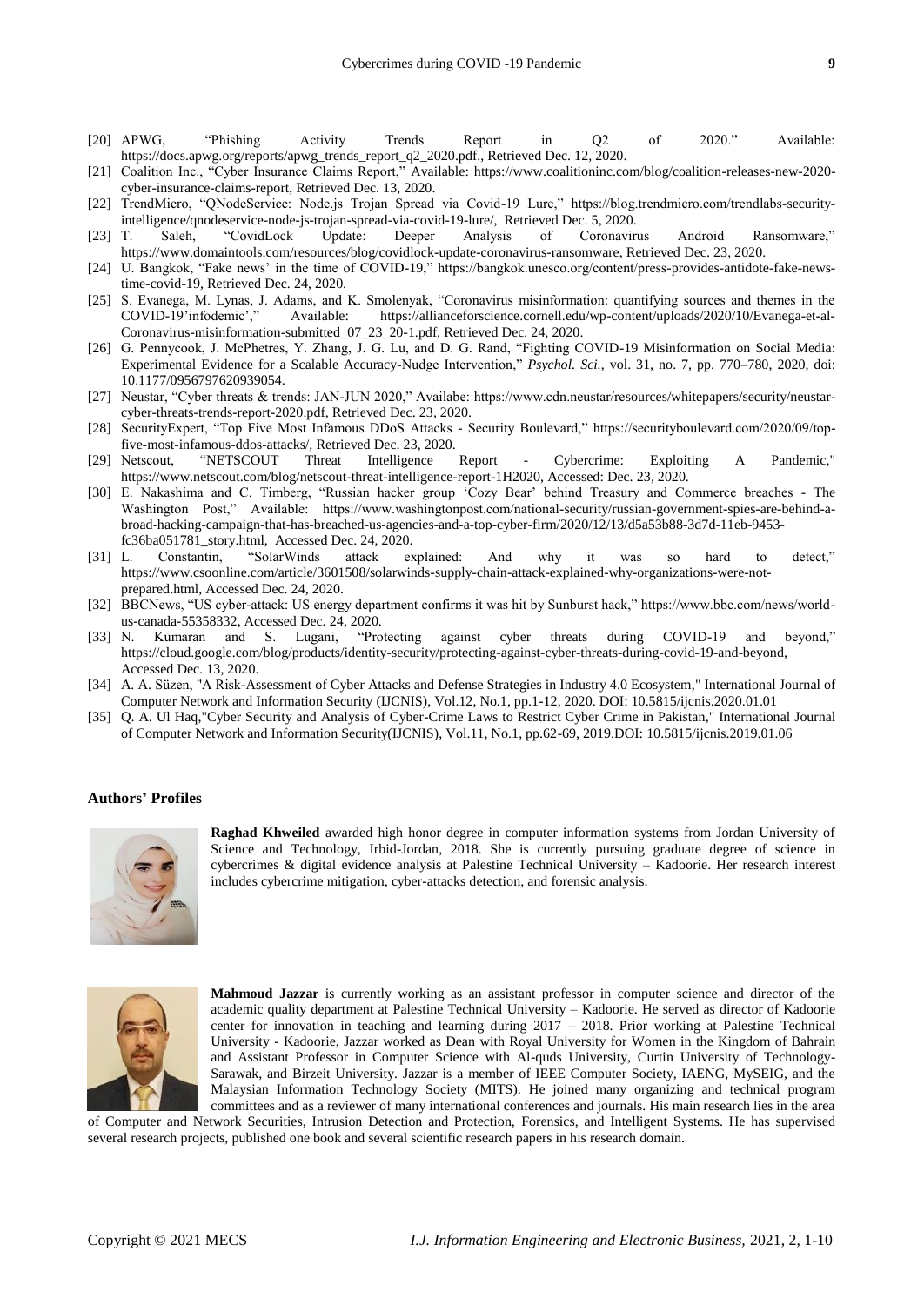[20] APWG, "Phishing Activity Trends Report in Q2 of 2020." Available: https://docs.apwg.org/reports/apwg_trends_report_q2_2020.pdf., Retrieved Dec. 12, 2020.

[21] Coalition Inc., "Cyber Insurance Claims Report," Available: https://www.coalitioninc.com/blog/coalition-releases-new-2020-cyber-insurance-claims-report, Retrieved Dec. 13, 2020.

[22] TrendMicro, "QNodeService: Node.js Trojan Spread via Covid-19 Lure," https://blog.trendmicro.com/trendlabs-security-intelligence/qnodeservice-node-js-trojan-spread-via-covid-19-lure/, Retrieved Dec. 5, 2020.

[23] T. Saleh, "CovidLock Update: Deeper Analysis of Coronavirus Android Ransomware," https://www.domaintools.com/resources/blog/covidlock-update-coronavirus-ransomware, Retrieved Dec. 23, 2020.

[24] U. Bangkok, "Fake news' in the time of COVID-19," https://bangkok.unesco.org/content/press-provides-antidote-fake-news-time-covid-19, Retrieved Dec. 24, 2020.

[25] S. Evanega, M. Lynas, J. Adams, and K. Smolenyak, "Coronavirus misinformation: quantifying sources and themes in the COVID-19'infodemic'," Available: https://allianceforscience.cornell.edu/wp-content/uploads/2020/10/Evanega-et-al-Coronavirus-misinformation-submitted_07_23_20-1.pdf, Retrieved Dec. 24, 2020.

[26] G. Pennycook, J. McPhetres, Y. Zhang, J. G. Lu, and D. G. Rand, "Fighting COVID-19 Misinformation on Social Media: Experimental Evidence for a Scalable Accuracy-Nudge Intervention," *Psychol. Sci.*, vol. 31, no. 7, pp. 770–780, 2020, doi: 10.1177/0956797620939054.

[27] Neustar, "Cyber threats & trends: JAN-JUN 2020," Availabe: https://www.cdn.neustar/resources/whitepapers/security/neustar-cyber-threats-trends-report-2020.pdf, Retrieved Dec. 23, 2020.

[28] SecurityExpert, "Top Five Most Infamous DDoS Attacks - Security Boulevard," https://securityboulevard.com/2020/09/top-five-most-infamous-ddos-attacks/, Retrieved Dec. 23, 2020.

[29] Netscout, "NETSCOUT Threat Intelligence Report - Cybercrime: Exploiting A Pandemic," https://www.netscout.com/blog/netscout-threat-intelligence-report-1H2020, Accessed: Dec. 23, 2020.

[30] E. Nakashima and C. Timberg, "Russian hacker group 'Cozy Bear' behind Treasury and Commerce breaches - The Washington Post," Available: https://www.washingtonpost.com/national-security/russian-government-spies-are-behind-a-broad-hacking-campaign-that-has-breached-us-agencies-and-a-top-cyber-firm/2020/12/13/d5a53b88-3d7d-11eb-9453-fc36ba051781_story.html, Accessed Dec. 24, 2020.

[31] L. Constantin, "SolarWinds attack explained: And why it was so hard to detect," https://www.csoonline.com/article/3601508/solarwinds-supply-chain-attack-explained-why-organizations-were-not-prepared.html, Accessed Dec. 24, 2020.

[32] BBCNews, "US cyber-attack: US energy department confirms it was hit by Sunburst hack," https://www.bbc.com/news/world-us-canada-55358332, Accessed Dec. 24, 2020.

[33] N. Kumaran and S. Lugani, "Protecting against cyber threats during COVID-19 and beyond," https://cloud.google.com/blog/products/identity-security/protecting-against-cyber-threats-during-covid-19-and-beyond, Accessed Dec. 13, 2020.

[34] A. A. Süzen, "A Risk-Assessment of Cyber Attacks and Defense Strategies in Industry 4.0 Ecosystem," International Journal of Computer Network and Information Security (IJCNIS), Vol.12, No.1, pp.1-12, 2020. DOI: 10.5815/ijcnis.2020.01.01

[35] Q. A. Ul Haq,"Cyber Security and Analysis of Cyber-Crime Laws to Restrict Cyber Crime in Pakistan," International Journal of Computer Network and Information Security(IJCNIS), Vol.11, No.1, pp.62-69, 2019.DOI: 10.5815/ijcnis.2019.01.06

## Authors' Profiles

**Raghad Khweiled** awarded high honor degree in computer information systems from Jordan University of Science and Technology, Irbid-Jordan, 2018. She is currently pursuing graduate degree of science in cybercrimes & digital evidence analysis at Palestine Technical University – Kadoorie. Her research interest includes cybercrime mitigation, cyber-attacks detection, and forensic analysis.

**Mahmoud Jazzar** is currently working as an assistant professor in computer science and director of the academic quality department at Palestine Technical University – Kadoorie. He served as director of Kadoorie center for innovation in teaching and learning during 2017 – 2018. Prior working at Palestine Technical University - Kadoorie, Jazzar worked as Dean with Royal University for Women in the Kingdom of Bahrain and Assistant Professor in Computer Science with Al-quds University, Curtin University of Technology-Sarawak, and Birzeit University. Jazzar is a member of IEEE Computer Society, IAENG, MySEIG, and the Malaysian Information Technology Society (MITS). He joined many organizing and technical program committees and as a reviewer of many international conferences and journals. His main research lies in the area of Computer and Network Securities, Intrusion Detection and Protection, Forensics, and Intelligent Systems. He has supervised several research projects, published one book and several scientific research papers in his research domain.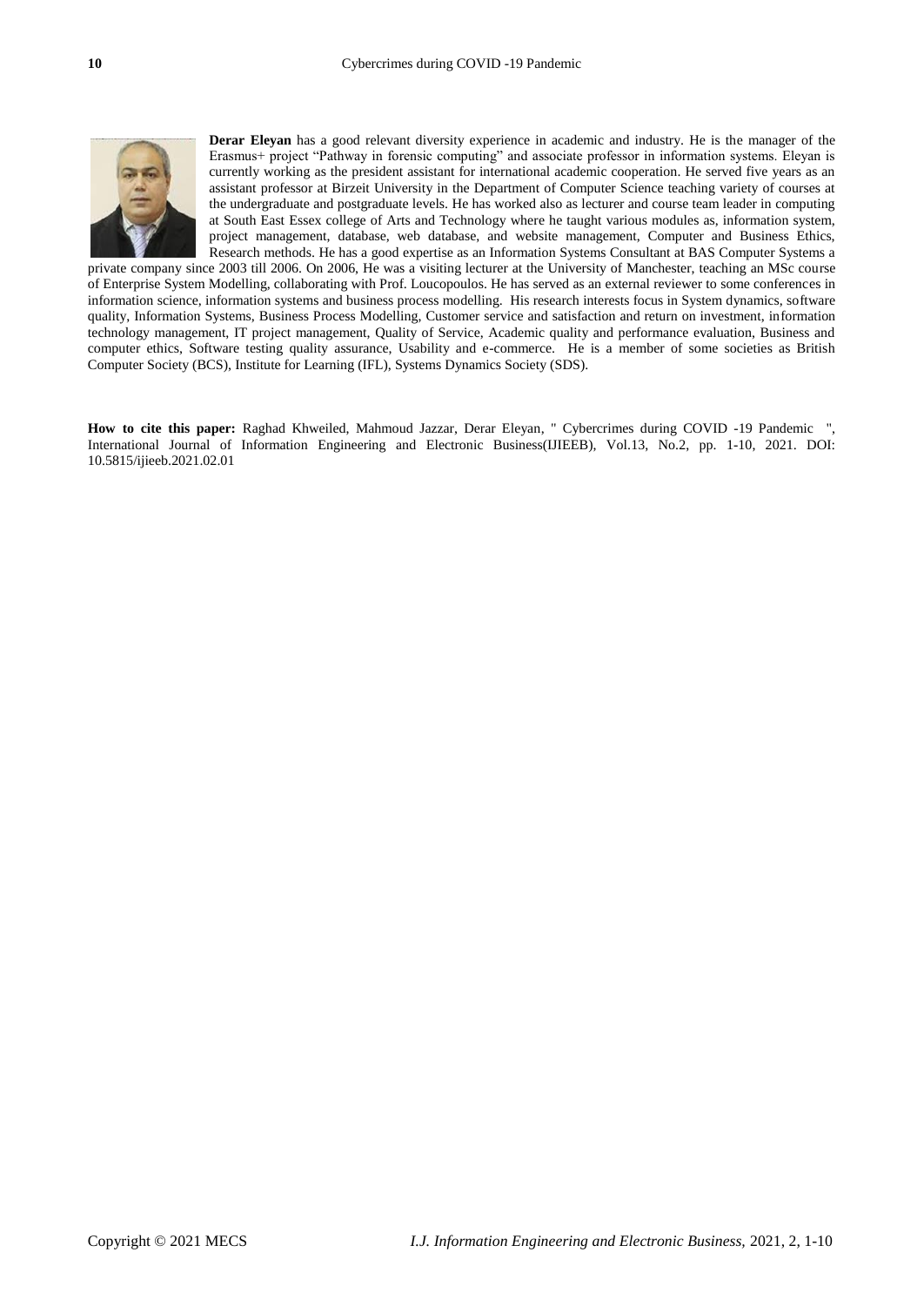**Derar Eleyan** has a good relevant diversity experience in academic and industry. He is the manager of the Erasmus+ project "Pathway in forensic computing" and associate professor in information systems. Eleyan is currently working as the president assistant for international academic cooperation. He served five years as an assistant professor at Birzeit University in the Department of Computer Science teaching variety of courses at the undergraduate and postgraduate levels. He has worked also as lecturer and course team leader in computing at South East Essex college of Arts and Technology where he taught various modules as, information system, project management, database, web database, and website management, Computer and Business Ethics, Research methods. He has a good expertise as an Information Systems Consultant at BAS Computer Systems a private company since 2003 till 2006. On 2006, He was a visiting lecturer at the University of Manchester, teaching an MSc course of Enterprise System Modelling, collaborating with Prof. Loucopoulos. He has served as an external reviewer to some conferences in information science, information systems and business process modelling. His research interests focus in System dynamics, software quality, Information Systems, Business Process Modelling, Customer service and satisfaction and return on investment, information technology management, IT project management, Quality of Service, Academic quality and performance evaluation, Business and computer ethics, Software testing quality assurance, Usability and e-commerce. He is a member of some societies as British Computer Society (BCS), Institute for Learning (IFL), Systems Dynamics Society (SDS).

**How to cite this paper:** Raghad Khweiled, Mahmoud Jazzar, Derar Eleyan, " Cybercrimes during COVID -19 Pandemic ", International Journal of Information Engineering and Electronic Business(IJIEEB), Vol.13, No.2, pp. 1-10, 2021. DOI: 10.5815/ijieeb.2021.02.01